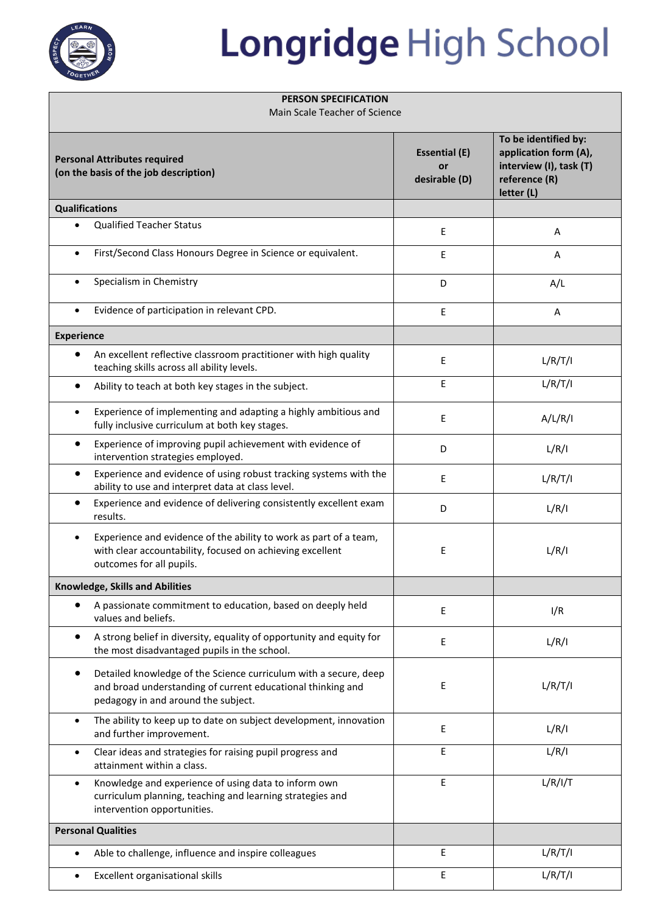# Longridge High School

| PERSON SPECIFICATION<br>Main Scale Teacher of Science | | |
|---|---|---|
| **Personal Attributes required (on the basis of the job description)** | **Essential (E) or desirable (D)** | **To be identified by: application form (A), interview (I), task (T) reference (R) letter (L)** |
| **Qualifications** | | |
| • Qualified Teacher Status | E | A |
| • First/Second Class Honours Degree in Science or equivalent. | E | A |
| • Specialism in Chemistry | D | A/L |
| • Evidence of participation in relevant CPD. | E | A |
| **Experience** | | |
| • An excellent reflective classroom practitioner with high quality teaching skills across all ability levels. | E | L/R/T/I |
| • Ability to teach at both key stages in the subject. | E | L/R/T/I |
| • Experience of implementing and adapting a highly ambitious and fully inclusive curriculum at both key stages. | E | A/L/R/I |
| • Experience of improving pupil achievement with evidence of intervention strategies employed. | D | L/R/I |
| • Experience and evidence of using robust tracking systems with the ability to use and interpret data at class level. | E | L/R/T/I |
| • Experience and evidence of delivering consistently excellent exam results. | D | L/R/I |
| • Experience and evidence of the ability to work as part of a team, with clear accountability, focused on achieving excellent outcomes for all pupils. | E | L/R/I |
| **Knowledge, Skills and Abilities** | | |
| • A passionate commitment to education, based on deeply held values and beliefs. | E | I/R |
| • A strong belief in diversity, equality of opportunity and equity for the most disadvantaged pupils in the school. | E | L/R/I |
| • Detailed knowledge of the Science curriculum with a secure, deep and broad understanding of current educational thinking and pedagogy in and around the subject. | E | L/R/T/I |
| • The ability to keep up to date on subject development, innovation and further improvement. | E | L/R/I |
| • Clear ideas and strategies for raising pupil progress and attainment within a class. | E | L/R/I |
| • Knowledge and experience of using data to inform own curriculum planning, teaching and learning strategies and intervention opportunities. | E | L/R/I/T |
| **Personal Qualities** | | |
| • Able to challenge, influence and inspire colleagues | E | L/R/T/I |
| • Excellent organisational skills | E | L/R/T/I |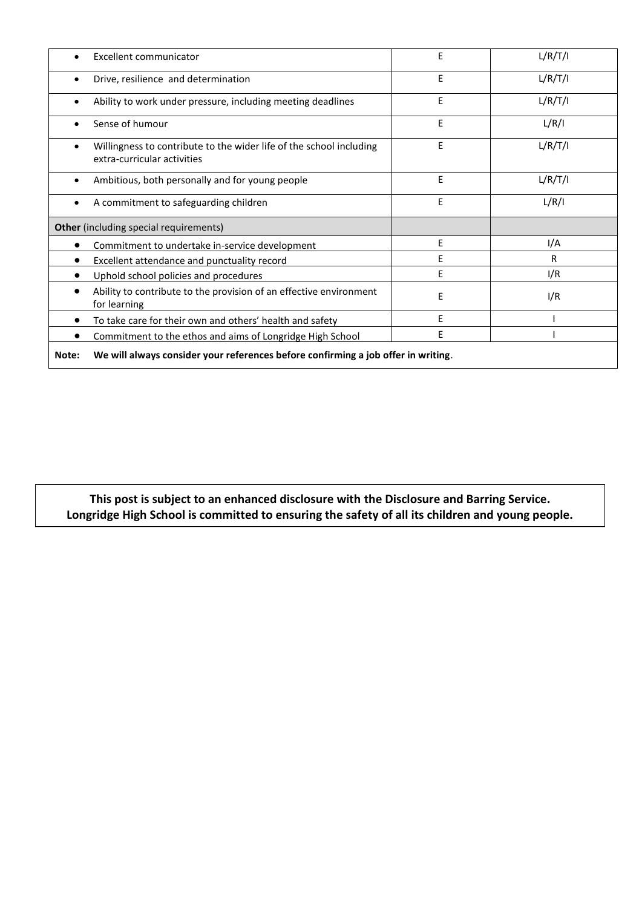| | | |
|---|---|---|
| • Excellent communicator | E | L/R/T/I |
| • Drive, resilience and determination | E | L/R/T/I |
| • Ability to work under pressure, including meeting deadlines | E | L/R/T/I |
| • Sense of humour | E | L/R/I |
| • Willingness to contribute to the wider life of the school including extra-curricular activities | E | L/R/T/I |
| • Ambitious, both personally and for young people | E | L/R/T/I |
| • A commitment to safeguarding children | E | L/R/I |
| **Other** (including special requirements) | | |
| • Commitment to undertake in-service development | E | I/A |
| • Excellent attendance and punctuality record | E | R |
| • Uphold school policies and procedures | E | I/R |
| • Ability to contribute to the provision of an effective environment for learning | E | I/R |
| • To take care for their own and others' health and safety | E | I |
| • Commitment to the ethos and aims of Longridge High School | E | I |
| **Note: We will always consider your references before confirming a job offer in writing**. | | |

**This post is subject to an enhanced disclosure with the Disclosure and Barring Service.**
**Longridge High School is committed to ensuring the safety of all its children and young people.**